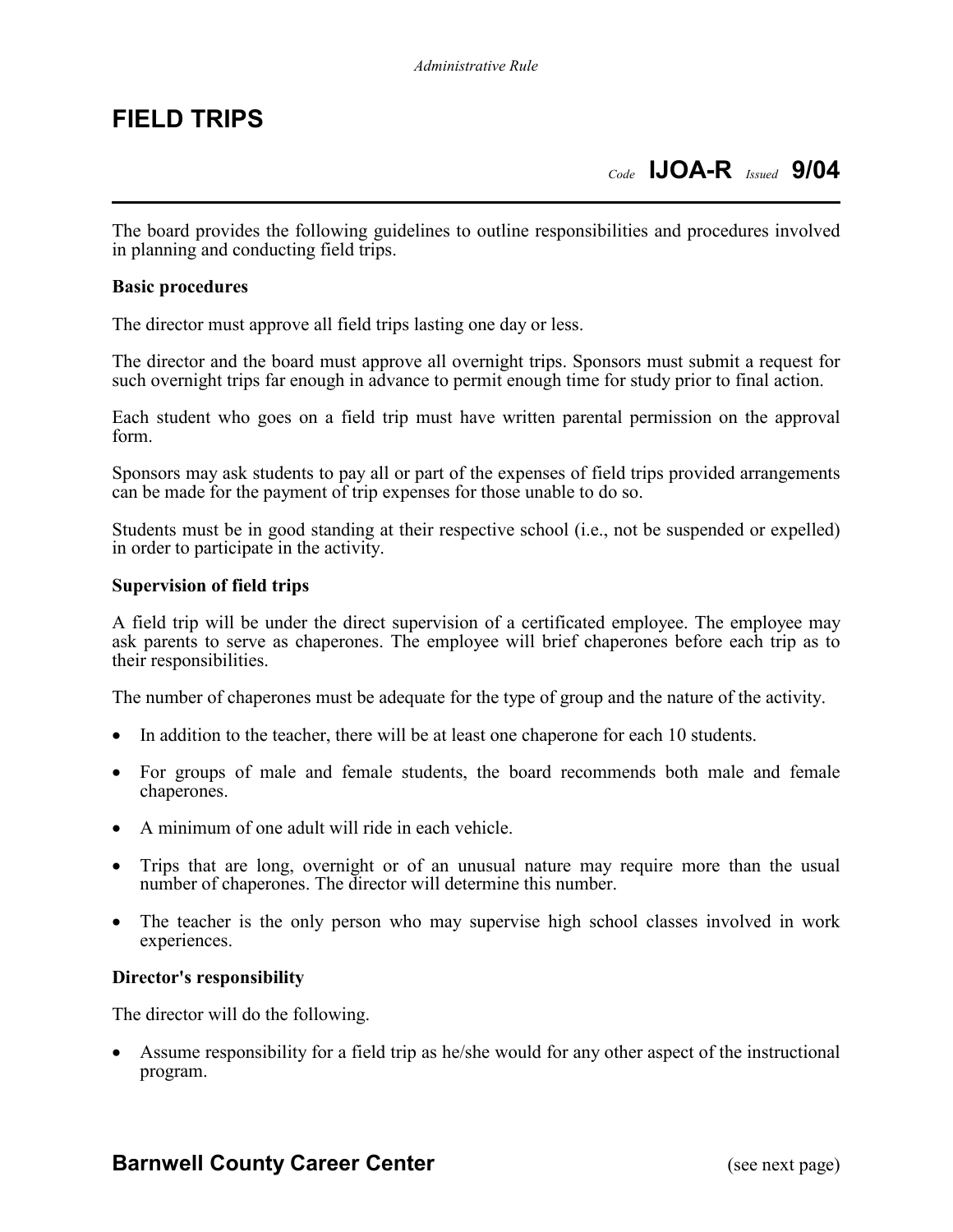*Administrative Rule*

# FIELD TRIPS

*Code* **IJOA-R** *Issued* **9/04**

The board provides the following guidelines to outline responsibilities and procedures involved in planning and conducting field trips.

**Basic procedures**

The director must approve all field trips lasting one day or less.

The director and the board must approve all overnight trips. Sponsors must submit a request for such overnight trips far enough in advance to permit enough time for study prior to final action.

Each student who goes on a field trip must have written parental permission on the approval form.

Sponsors may ask students to pay all or part of the expenses of field trips provided arrangements can be made for the payment of trip expenses for those unable to do so.

Students must be in good standing at their respective school (i.e., not be suspended or expelled) in order to participate in the activity.

**Supervision of field trips**

A field trip will be under the direct supervision of a certificated employee. The employee may ask parents to serve as chaperones. The employee will brief chaperones before each trip as to their responsibilities.

The number of chaperones must be adequate for the type of group and the nature of the activity.

- In addition to the teacher, there will be at least one chaperone for each 10 students.
- For groups of male and female students, the board recommends both male and female chaperones.
- A minimum of one adult will ride in each vehicle.
- Trips that are long, overnight or of an unusual nature may require more than the usual number of chaperones. The director will determine this number.
- The teacher is the only person who may supervise high school classes involved in work experiences.

**Director's responsibility**

The director will do the following.

- Assume responsibility for a field trip as he/she would for any other aspect of the instructional program.

**Barnwell County Career Center** (see next page)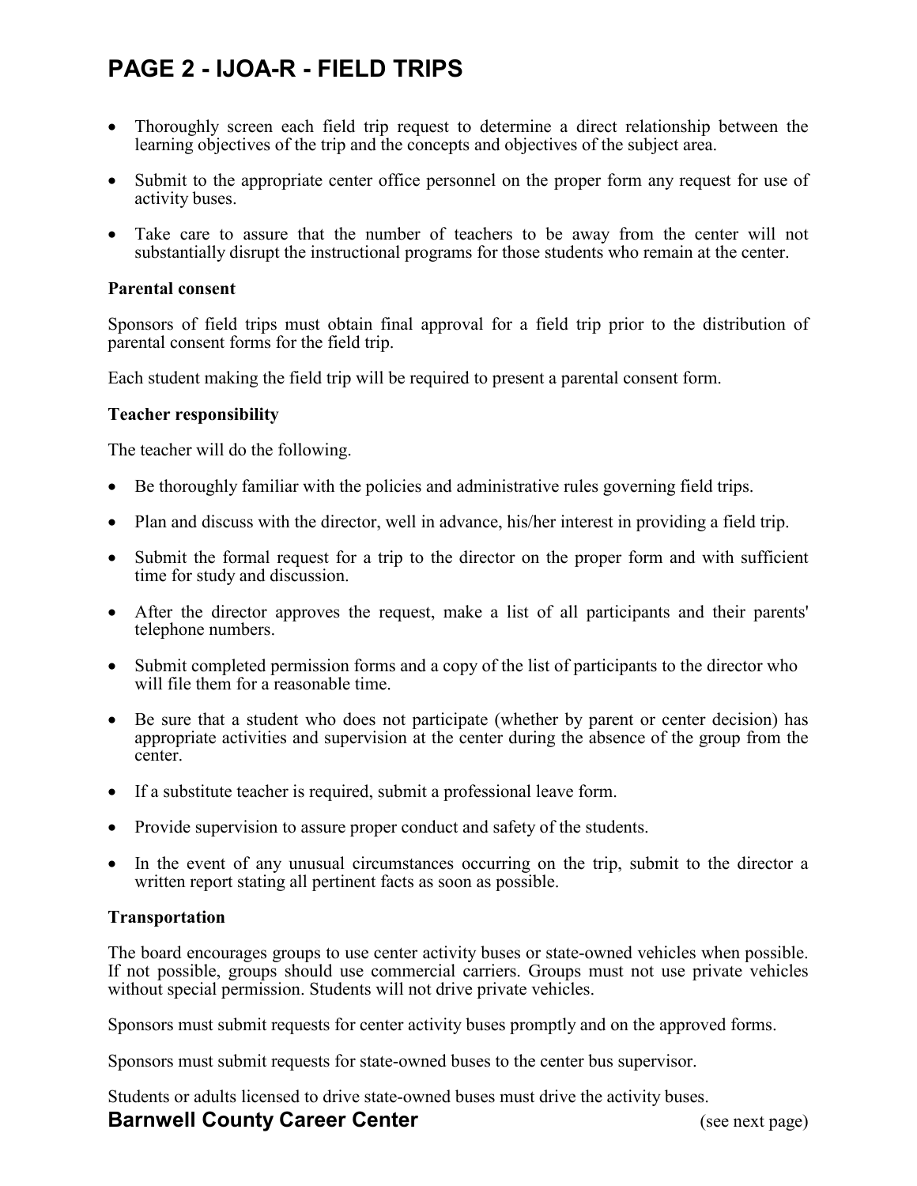- Thoroughly screen each field trip request to determine a direct relationship between the learning objectives of the trip and the concepts and objectives of the subject area.
- Submit to the appropriate center office personnel on the proper form any request for use of activity buses.
- Take care to assure that the number of teachers to be away from the center will not substantially disrupt the instructional programs for those students who remain at the center.

**Parental consent**

Sponsors of field trips must obtain final approval for a field trip prior to the distribution of parental consent forms for the field trip.

Each student making the field trip will be required to present a parental consent form.

**Teacher responsibility**

The teacher will do the following.

- Be thoroughly familiar with the policies and administrative rules governing field trips.
- Plan and discuss with the director, well in advance, his/her interest in providing a field trip.
- Submit the formal request for a trip to the director on the proper form and with sufficient time for study and discussion.
- After the director approves the request, make a list of all participants and their parents' telephone numbers.
- Submit completed permission forms and a copy of the list of participants to the director who will file them for a reasonable time.
- Be sure that a student who does not participate (whether by parent or center decision) has appropriate activities and supervision at the center during the absence of the group from the center.
- If a substitute teacher is required, submit a professional leave form.
- Provide supervision to assure proper conduct and safety of the students.
- In the event of any unusual circumstances occurring on the trip, submit to the director a written report stating all pertinent facts as soon as possible.

**Transportation**

The board encourages groups to use center activity buses or state-owned vehicles when possible. If not possible, groups should use commercial carriers. Groups must not use private vehicles without special permission. Students will not drive private vehicles.

Sponsors must submit requests for center activity buses promptly and on the approved forms.

Sponsors must submit requests for state-owned buses to the center bus supervisor.

Students or adults licensed to drive state-owned buses must drive the activity buses.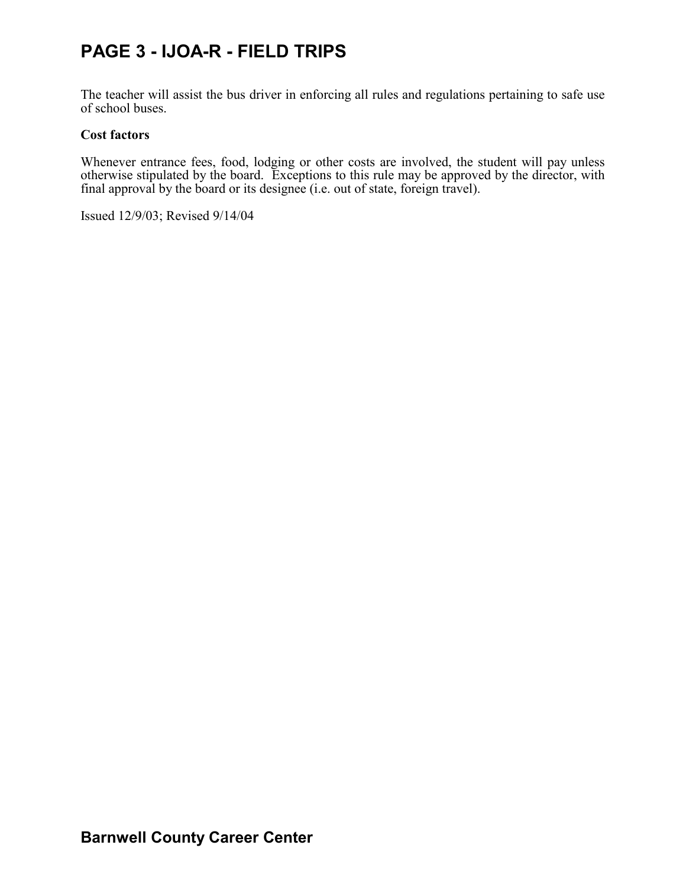The teacher will assist the bus driver in enforcing all rules and regulations pertaining to safe use of school buses.

**Cost factors**

Whenever entrance fees, food, lodging or other costs are involved, the student will pay unless otherwise stipulated by the board. Exceptions to this rule may be approved by the director, with final approval by the board or its designee (i.e. out of state, foreign travel).

Issued 12/9/03; Revised 9/14/04